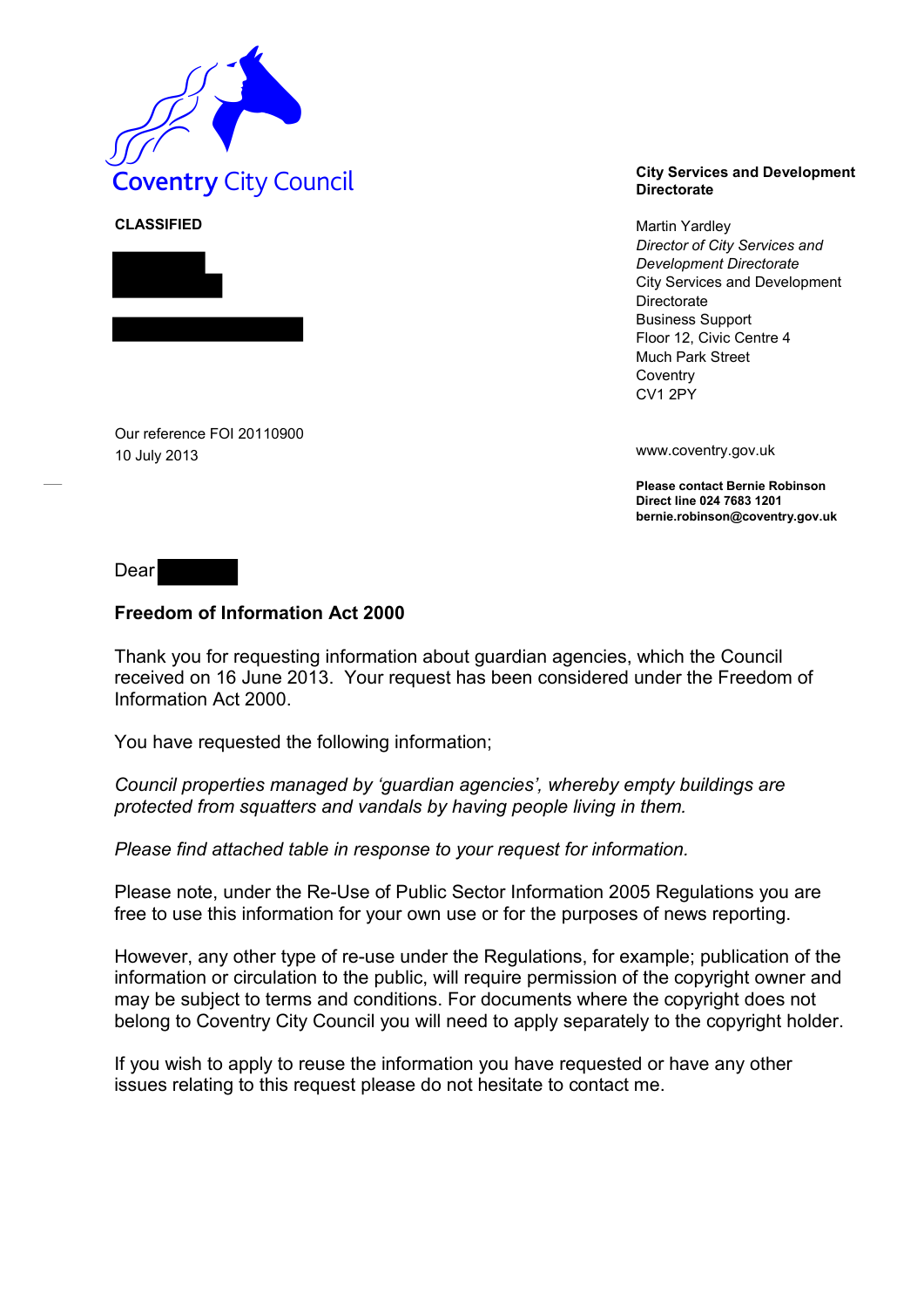Coventry City Council

**CLASSIFIED**

**City Services and Development Directorate**

Martin Yardley
*Director of City Services and Development Directorate*
City Services and Development Directorate
Business Support
Floor 12, Civic Centre 4
Much Park Street
Coventry
CV1 2PY

www.coventry.gov.uk

**Please contact Bernie Robinson**
**Direct line 024 7683 1201**
**bernie.robinson@coventry.gov.uk**

Our reference FOI 20110900
10 July 2013

Dear

**Freedom of Information Act 2000**

Thank you for requesting information about guardian agencies, which the Council received on 16 June 2013. Your request has been considered under the Freedom of Information Act 2000.

You have requested the following information;

*Council properties managed by 'guardian agencies', whereby empty buildings are protected from squatters and vandals by having people living in them.*

*Please find attached table in response to your request for information.*

Please note, under the Re-Use of Public Sector Information 2005 Regulations you are free to use this information for your own use or for the purposes of news reporting.

However, any other type of re-use under the Regulations, for example; publication of the information or circulation to the public, will require permission of the copyright owner and may be subject to terms and conditions. For documents where the copyright does not belong to Coventry City Council you will need to apply separately to the copyright holder.

If you wish to apply to reuse the information you have requested or have any other issues relating to this request please do not hesitate to contact me.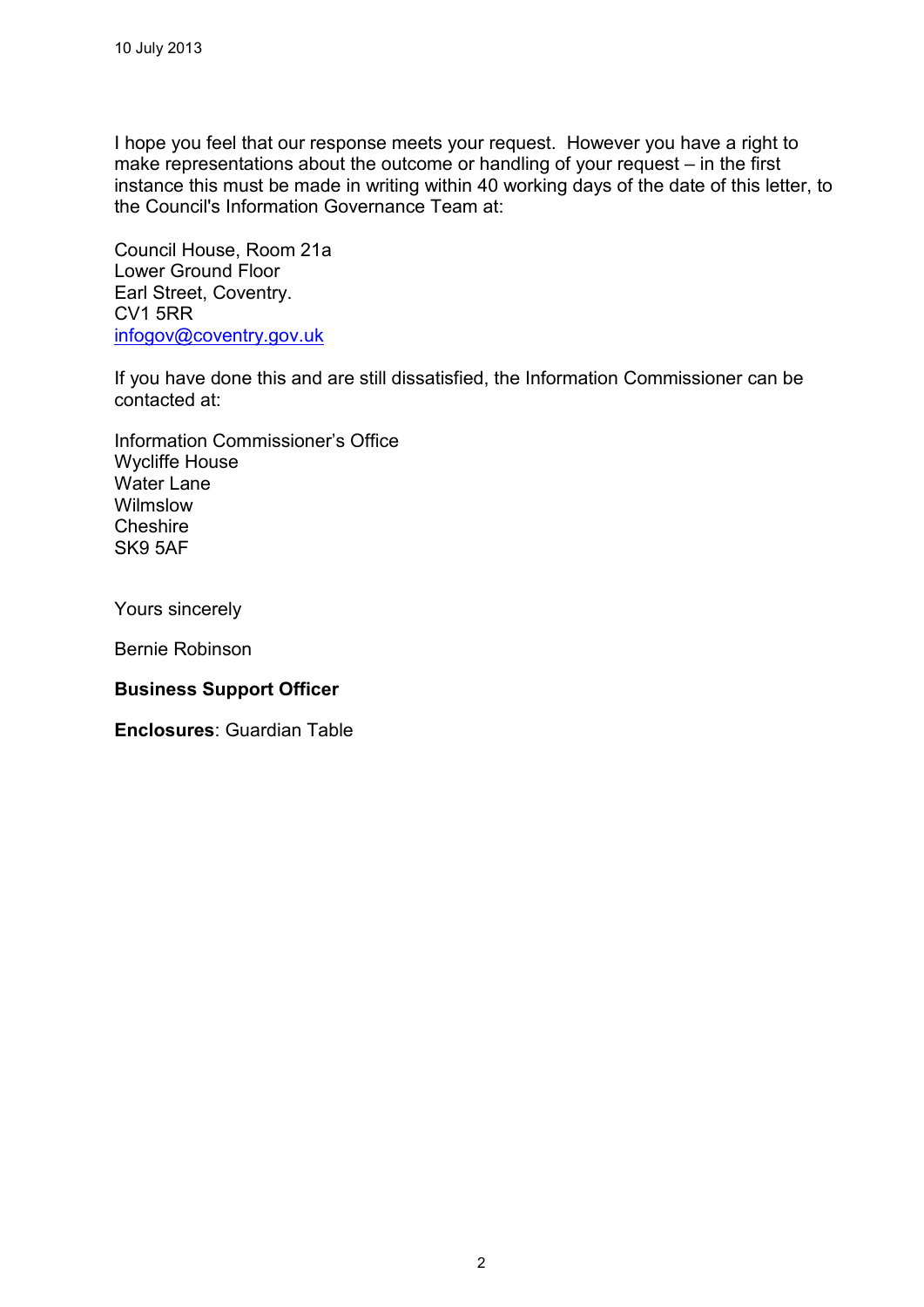10 July 2013

I hope you feel that our response meets your request. However you have a right to make representations about the outcome or handling of your request – in the first instance this must be made in writing within 40 working days of the date of this letter, to the Council's Information Governance Team at:

Council House, Room 21a
Lower Ground Floor
Earl Street, Coventry.
CV1 5RR
infogov@coventry.gov.uk

If you have done this and are still dissatisfied, the Information Commissioner can be contacted at:

Information Commissioner's Office
Wycliffe House
Water Lane
Wilmslow
Cheshire
SK9 5AF

Yours sincerely

Bernie Robinson

**Business Support Officer**

**Enclosures**: Guardian Table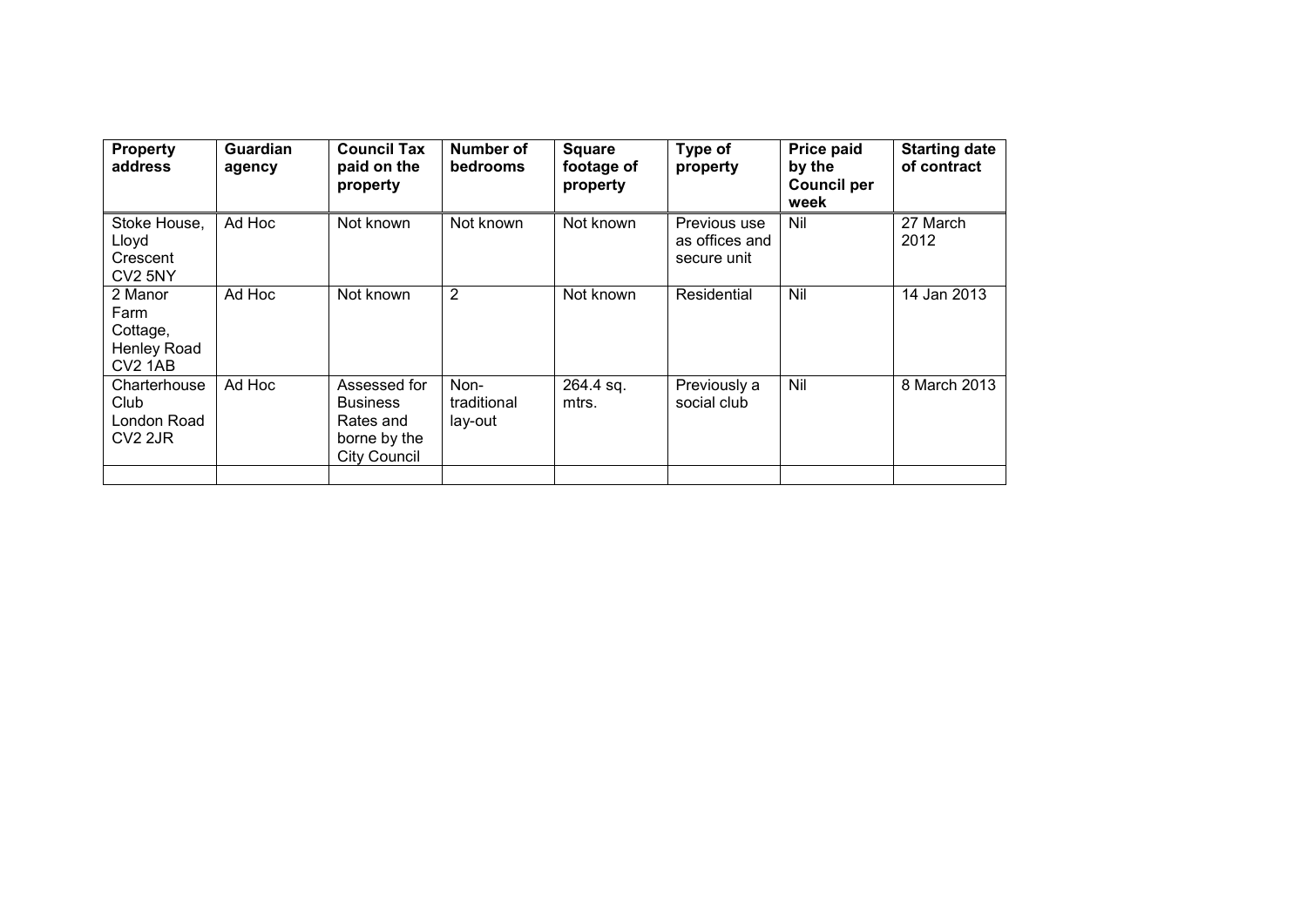| Property address | Guardian agency | Council Tax paid on the property | Number of bedrooms | Square footage of property | Type of property | Price paid by the Council per week | Starting date of contract |
|---|---|---|---|---|---|---|---|
| Stoke House, Lloyd Crescent CV2 5NY | Ad Hoc | Not known | Not known | Not known | Previous use as offices and secure unit | Nil | 27 March 2012 |
| 2 Manor Farm Cottage, Henley Road CV2 1AB | Ad Hoc | Not known | 2 | Not known | Residential | Nil | 14 Jan 2013 |
| Charterhouse Club London Road CV2 2JR | Ad Hoc | Assessed for Business Rates and borne by the City Council | Non-traditional lay-out | 264.4 sq. mtrs. | Previously a social club | Nil | 8 March 2013 |
| | | | | | | | |